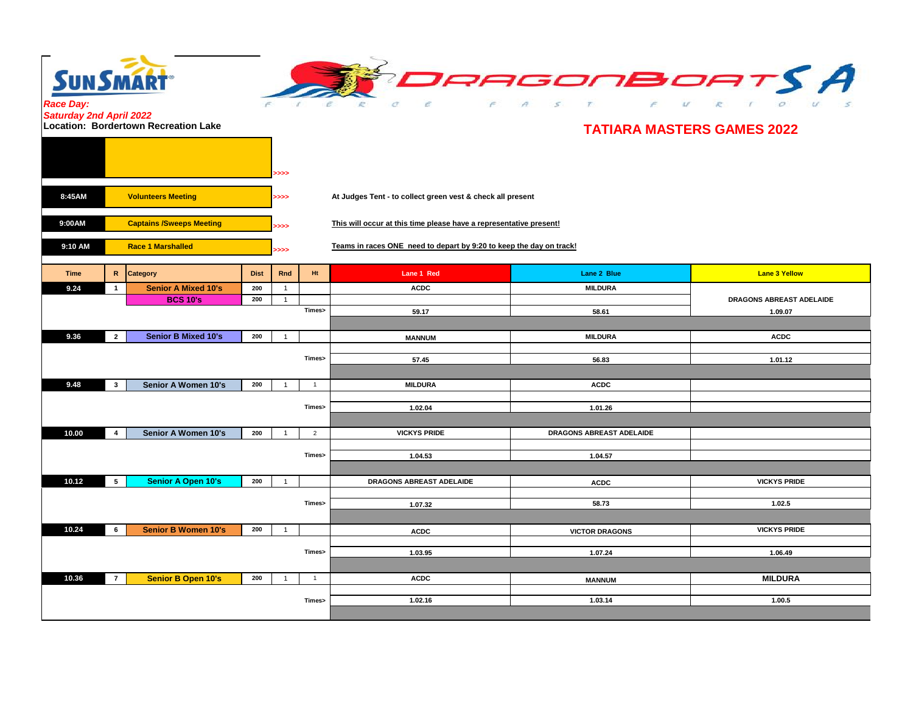SunSmart

DragonBoatSA — FIERCE FAST FURIOUS

*Race Day:*
*Saturday 2nd April 2022*
**Location: Bordertown Recreation Lake**

## TATIARA MASTERS GAMES 2022

| | | | |
|---|---|---|---|
| 8:45AM | Volunteers Meeting | >>>> | At Judges Tent - to collect green vest & check all present |
| 9:00AM | Captains /Sweeps Meeting | >>>> | This will occur at this time please have a representative present! |
| 9:10 AM | Race 1 Marshalled | >>>> | Teams in races ONE need to depart by 9:20 to keep the day on track! |

| Time | R | Category | Dist | Rnd | Ht | Lane 1 Red | Lane 2 Blue | Lane 3 Yellow |
|---|---|---|---|---|---|---|---|---|
| 9.24 | 1 | Senior A Mixed 10's | 200 | 1 | | ACDC | MILDURA | |
| | | BCS 10's | 200 | 1 | | | | DRAGONS ABREAST ADELAIDE |
| | | | | | Times> | 59.17 | 58.61 | 1.09.07 |
| 9.36 | 2 | Senior B Mixed 10's | 200 | 1 | | MANNUM | MILDURA | ACDC |
| | | | | | Times> | 57.45 | 56.83 | 1.01.12 |
| 9.48 | 3 | Senior A Women 10's | 200 | 1 | 1 | MILDURA | ACDC | |
| | | | | | Times> | 1.02.04 | 1.01.26 | |
| 10.00 | 4 | Senior A Women 10's | 200 | 1 | 2 | VICKYS PRIDE | DRAGONS ABREAST ADELAIDE | |
| | | | | | Times> | 1.04.53 | 1.04.57 | |
| 10.12 | 5 | Senior A Open 10's | 200 | 1 | | DRAGONS ABREAST ADELAIDE | ACDC | VICKYS PRIDE |
| | | | | | Times> | 1.07.32 | 58.73 | 1.02.5 |
| 10.24 | 6 | Senior B Women 10's | 200 | 1 | | ACDC | VICTOR DRAGONS | VICKYS PRIDE |
| | | | | | Times> | 1.03.95 | 1.07.24 | 1.06.49 |
| 10.36 | 7 | Senior B Open 10's | 200 | 1 | 1 | ACDC | MANNUM | MILDURA |
| | | | | | Times> | 1.02.16 | 1.03.14 | 1.00.5 |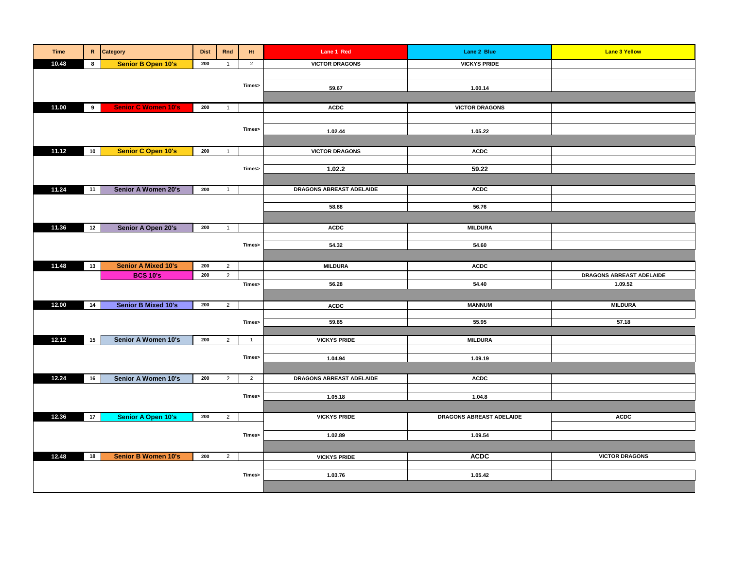| Time | R | Category | Dist | Rnd | Ht | Lane 1 Red | Lane 2 Blue | Lane 3 Yellow |
|---|---|---|---|---|---|---|---|---|
| 10.48 | 8 | Senior B Open 10's | 200 | 1 | 2 | VICTOR DRAGONS | VICKYS PRIDE | |
| | | | | | Times> | 59.67 | 1.00.14 | |
| 11.00 | 9 | Senior C Women 10's | 200 | 1 | | ACDC | VICTOR DRAGONS | |
| | | | | | Times> | 1.02.44 | 1.05.22 | |
| 11.12 | 10 | Senior C Open 10's | 200 | 1 | | VICTOR DRAGONS | ACDC | |
| | | | | | Times> | 1.02.2 | 59.22 | |
| 11.24 | 11 | Senior A Women 20's | 200 | 1 | | DRAGONS ABREAST ADELAIDE | ACDC | |
| | | | | | | 58.88 | 56.76 | |
| 11.36 | 12 | Senior A Open 20's | 200 | 1 | | ACDC | MILDURA | |
| | | | | | Times> | 54.32 | 54.60 | |
| 11.48 | 13 | Senior A Mixed 10's | 200 | 2 | | MILDURA | ACDC | |
| | | BCS 10's | 200 | 2 | | | | DRAGONS ABREAST ADELAIDE |
| | | | | | Times> | 56.28 | 54.40 | 1.09.52 |
| 12.00 | 14 | Senior B Mixed 10's | 200 | 2 | | ACDC | MANNUM | MILDURA |
| | | | | | Times> | 59.85 | 55.95 | 57.18 |
| 12.12 | 15 | Senior A Women 10's | 200 | 2 | 1 | VICKYS PRIDE | MILDURA | |
| | | | | | Times> | 1.04.94 | 1.09.19 | |
| 12.24 | 16 | Senior A Women 10's | 200 | 2 | 2 | DRAGONS ABREAST ADELAIDE | ACDC | |
| | | | | | Times> | 1.05.18 | 1.04.8 | |
| 12.36 | 17 | Senior A Open 10's | 200 | 2 | | VICKYS PRIDE | DRAGONS ABREAST ADELAIDE | ACDC |
| | | | | | Times> | 1.02.89 | 1.09.54 | |
| 12.48 | 18 | Senior B Women 10's | 200 | 2 | | VICKYS PRIDE | ACDC | VICTOR DRAGONS |
| | | | | | Times> | 1.03.76 | 1.05.42 | |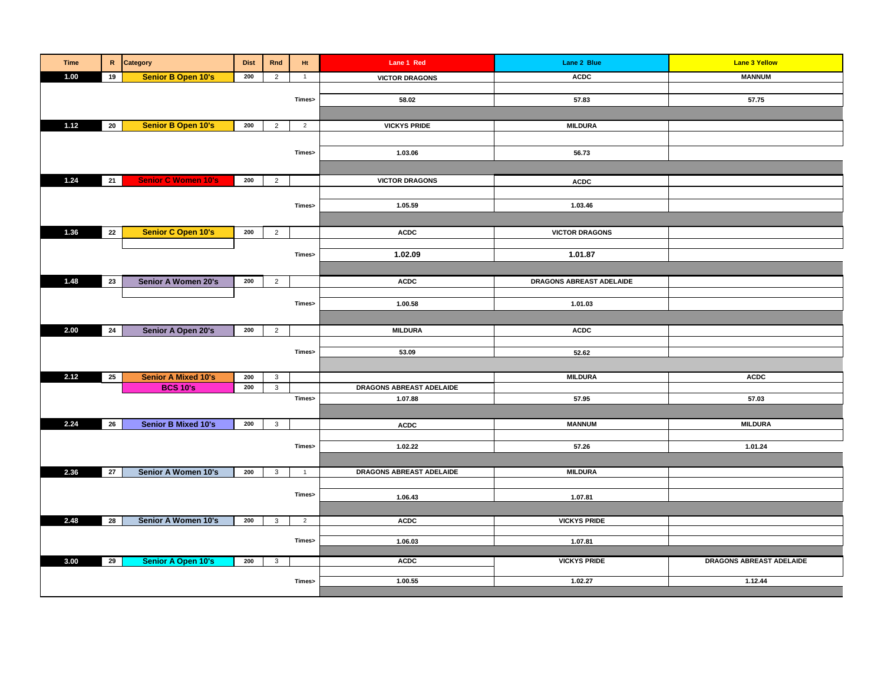| Time | R | Category | Dist | Rnd | Ht | Lane 1 Red | Lane 2 Blue | Lane 3 Yellow |
|---|---|---|---|---|---|---|---|---|
| 1.00 | 19 | Senior B Open 10's | 200 | 2 | 1 | VICTOR DRAGONS | ACDC | MANNUM |
| | | | | | Times> | 58.02 | 57.83 | 57.75 |
| 1.12 | 20 | Senior B Open 10's | 200 | 2 | 2 | VICKYS PRIDE | MILDURA | |
| | | | | | Times> | 1.03.06 | 56.73 | |
| 1.24 | 21 | Senior C Women 10's | 200 | 2 | | VICTOR DRAGONS | ACDC | |
| | | | | | Times> | 1.05.59 | 1.03.46 | |
| 1.36 | 22 | Senior C Open 10's | 200 | 2 | | ACDC | VICTOR DRAGONS | |
| | | | | | Times> | 1.02.09 | 1.01.87 | |
| 1.48 | 23 | Senior A Women 20's | 200 | 2 | | ACDC | DRAGONS ABREAST ADELAIDE | |
| | | | | | Times> | 1.00.58 | 1.01.03 | |
| 2.00 | 24 | Senior A Open 20's | 200 | 2 | | MILDURA | ACDC | |
| | | | | | Times> | 53.09 | 52.62 | |
| 2.12 | 25 | Senior A Mixed 10's | 200 | 3 | | | MILDURA | ACDC |
| | | BCS 10's | 200 | 3 | | DRAGONS ABREAST ADELAIDE | | |
| | | | | | Times> | 1.07.88 | 57.95 | 57.03 |
| 2.24 | 26 | Senior B Mixed 10's | 200 | 3 | | ACDC | MANNUM | MILDURA |
| | | | | | Times> | 1.02.22 | 57.26 | 1.01.24 |
| 2.36 | 27 | Senior A Women 10's | 200 | 3 | 1 | DRAGONS ABREAST ADELAIDE | MILDURA | |
| | | | | | Times> | 1.06.43 | 1.07.81 | |
| 2.48 | 28 | Senior A Women 10's | 200 | 3 | 2 | ACDC | VICKYS PRIDE | |
| | | | | | Times> | 1.06.03 | 1.07.81 | |
| 3.00 | 29 | Senior A Open 10's | 200 | 3 | | ACDC | VICKYS PRIDE | DRAGONS ABREAST ADELAIDE |
| | | | | | Times> | 1.00.55 | 1.02.27 | 1.12.44 |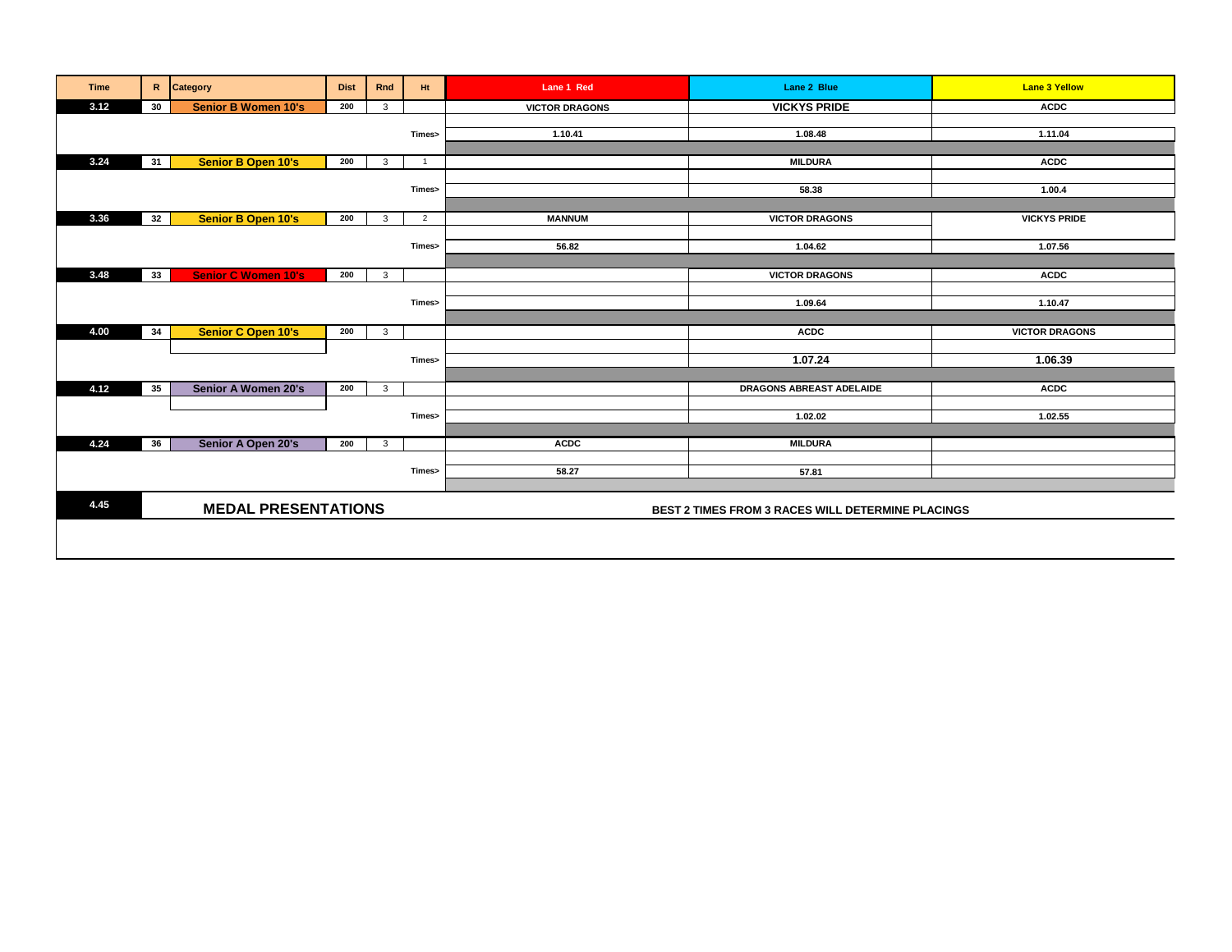| Time | R | Category | Dist | Rnd | Ht | Lane 1 Red | Lane 2 Blue | Lane 3 Yellow |
|---|---|---|---|---|---|---|---|---|
| 3.12 | 30 | Senior B Women 10's | 200 | 3 | | VICTOR DRAGONS | VICKYS PRIDE | ACDC |
| | | | | | Times> | 1.10.41 | 1.08.48 | 1.11.04 |
| 3.24 | 31 | Senior B Open 10's | 200 | 3 | 1 | | MILDURA | ACDC |
| | | | | | Times> | | 58.38 | 1.00.4 |
| 3.36 | 32 | Senior B Open 10's | 200 | 3 | 2 | MANNUM | VICTOR DRAGONS | VICKYS PRIDE |
| | | | | | Times> | 56.82 | 1.04.62 | 1.07.56 |
| 3.48 | 33 | Senior C Women 10's | 200 | 3 | | | VICTOR DRAGONS | ACDC |
| | | | | | Times> | | 1.09.64 | 1.10.47 |
| 4.00 | 34 | Senior C Open 10's | 200 | 3 | | | ACDC | VICTOR DRAGONS |
| | | | | | Times> | | 1.07.24 | 1.06.39 |
| 4.12 | 35 | Senior A Women 20's | 200 | 3 | | | DRAGONS ABREAST ADELAIDE | ACDC |
| | | | | | Times> | | 1.02.02 | 1.02.55 |
| 4.24 | 36 | Senior A Open 20's | 200 | 3 | | ACDC | MILDURA | |
| | | | | | Times> | 58.27 | 57.81 | |

4.45 **MEDAL PRESENTATIONS**

**BEST 2 TIMES FROM 3 RACES WILL DETERMINE PLACINGS**